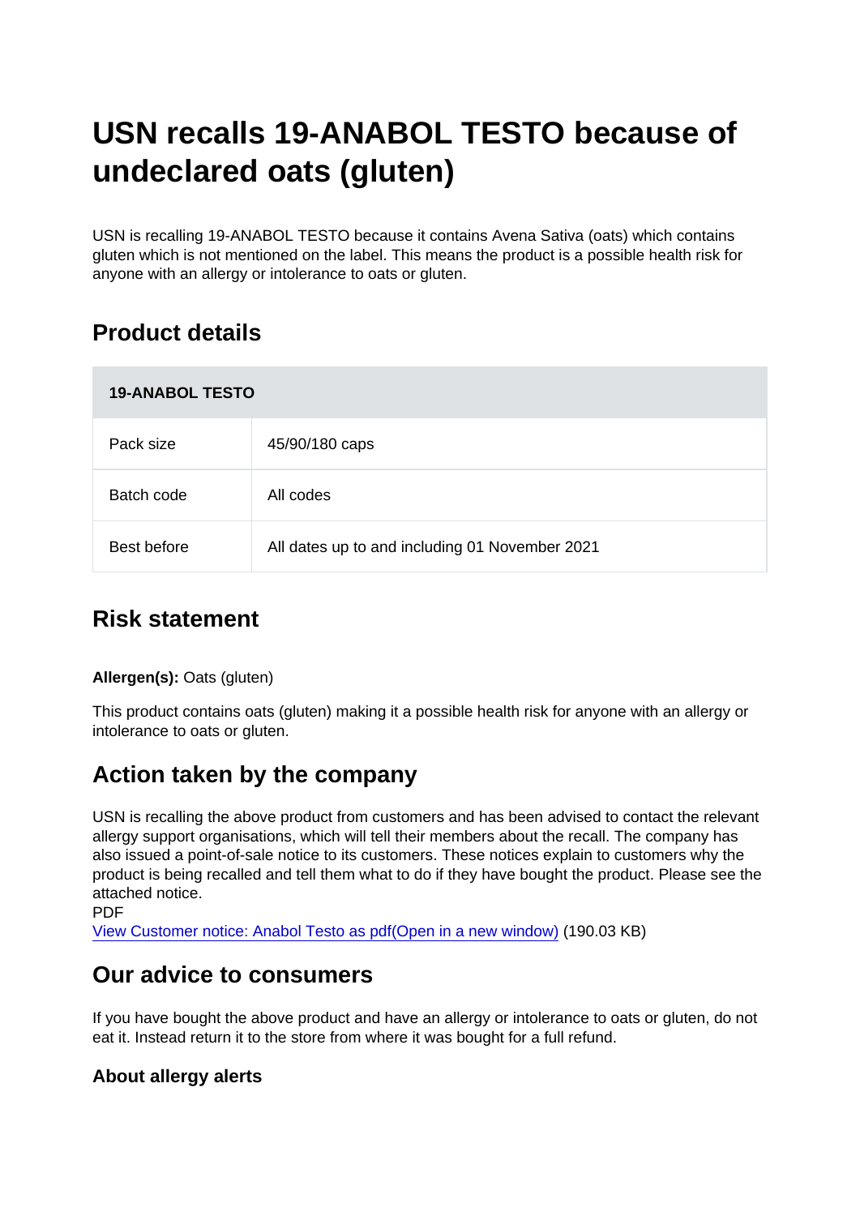# USN recalls 19-ANABOL TESTO because of undeclared oats (gluten)

USN is recalling 19-ANABOL TESTO because it contains Avena Sativa (oats) which contains gluten which is not mentioned on the label. This means the product is a possible health risk for anyone with an allergy or intolerance to oats or gluten.

## Product details

| 19-ANABOL TESTO | |
|---|---|
| Pack size | 45/90/180 caps |
| Batch code | All codes |
| Best before | All dates up to and including 01 November 2021 |

## Risk statement

**Allergen(s):** Oats (gluten)

This product contains oats (gluten) making it a possible health risk for anyone with an allergy or intolerance to oats or gluten.

## Action taken by the company

USN is recalling the above product from customers and has been advised to contact the relevant allergy support organisations, which will tell their members about the recall. The company has also issued a point-of-sale notice to its customers. These notices explain to customers why the product is being recalled and tell them what to do if they have bought the product. Please see the attached notice.

PDF

View Customer notice: Anabol Testo as pdf(Open in a new window) (190.03 KB)

## Our advice to consumers

If you have bought the above product and have an allergy or intolerance to oats or gluten, do not eat it. Instead return it to the store from where it was bought for a full refund.

### About allergy alerts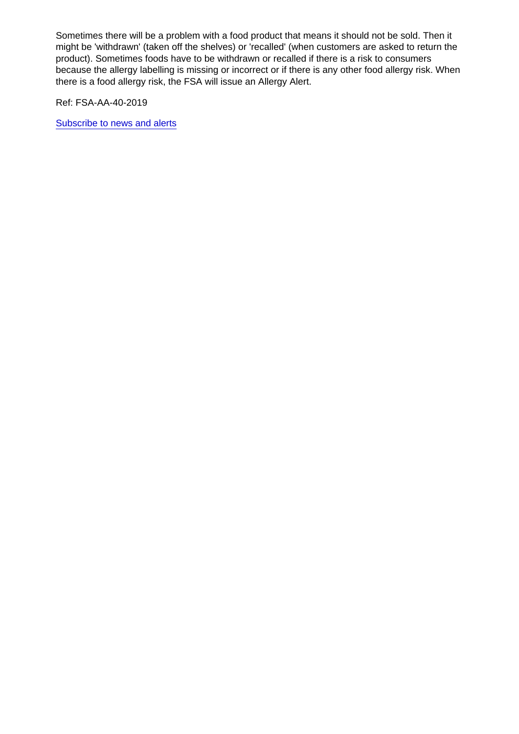Sometimes there will be a problem with a food product that means it should not be sold. Then it might be 'withdrawn' (taken off the shelves) or 'recalled' (when customers are asked to return the product). Sometimes foods have to be withdrawn or recalled if there is a risk to consumers because the allergy labelling is missing or incorrect or if there is any other food allergy risk. When there is a food allergy risk, the FSA will issue an Allergy Alert.

Ref: FSA-AA-40-2019

Subscribe to news and alerts